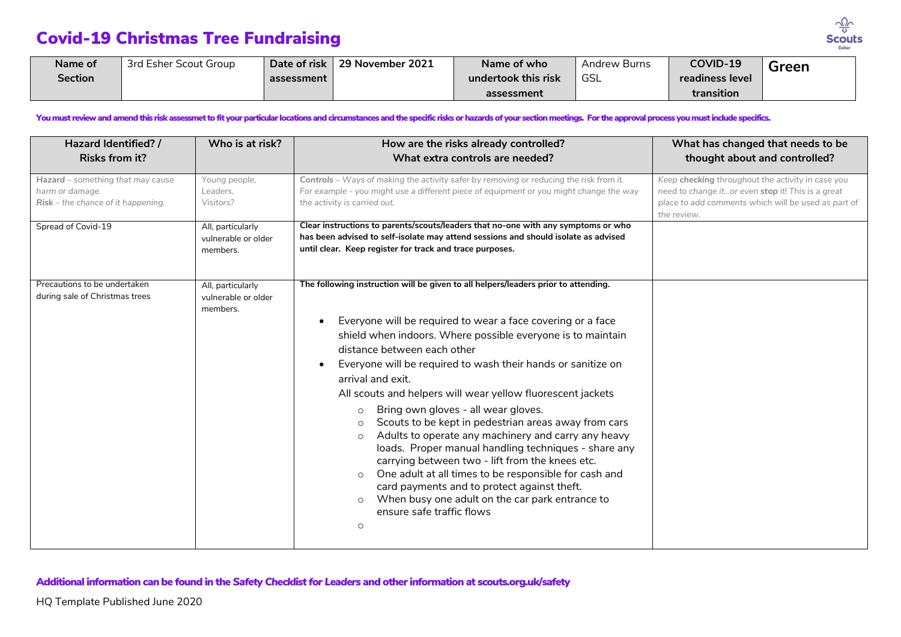# Covid-19 Christmas Tree Fundraising

Scouts
Esher

| Name of Section | 3rd Esher Scout Group | Date of risk assessment | 29 November 2021 | Name of who undertook this risk assessment | Andrew Burns GSL | COVID-19 readiness level transition | Green |
|---|---|---|---|---|---|---|---|

**You must review and amend this risk assessmet to fit your particular locations and circumstances and the specific risks or hazards of your section meetings. For the approval process you must include specifics.**

| Hazard Identified? / Risks from it? | Who is at risk? | How are the risks already controlled? What extra controls are needed? | What has changed that needs to be thought about and controlled? |
|---|---|---|---|
| ***Hazard*** *– something that may cause harm or damage.* ***Risk*** *– the chance of it happening.* | *Young people, Leaders, Visitors?* | ***Controls*** *– Ways of making the activity safer by removing or reducing the risk from it. For example - you might use a different piece of equipment or you might change the way the activity is carried out.* | *Keep* ***checking*** *throughout the activity in case you need to change it…or even* ***stop*** *it! This is a great place to add comments which will be used as part of the review.* |
| Spread of Covid-19 | All, particularly vulnerable or older members. | **Clear instructions to parents/scouts/leaders that no-one with any symptoms or who has been advised to self-isolate may attend sessions and should isolate as advised until clear. Keep register for track and trace purposes.** | |
| Precautions to be undertaken during sale of Christmas trees | All, particularly vulnerable or older members. | **The following instruction will be given to all helpers/leaders prior to attending.**<br>• Everyone will be required to wear a face covering or a face shield when indoors. Where possible everyone is to maintain distance between each other<br>• Everyone will be required to wash their hands or sanitize on arrival and exit.<br>All scouts and helpers will wear yellow fluorescent jackets<br>○ Bring own gloves - all wear gloves.<br>○ Scouts to be kept in pedestrian areas away from cars<br>○ Adults to operate any machinery and carry any heavy loads. Proper manual handling techniques - share any carrying between two - lift from the knees etc.<br>○ One adult at all times to be responsible for cash and card payments and to protect against theft.<br>○ When busy one adult on the car park entrance to ensure safe traffic flows<br>○ | |

**Additional information can be found in the Safety Checklist for Leaders and other information at scouts.org.uk/safety**

HQ Template Published June 2020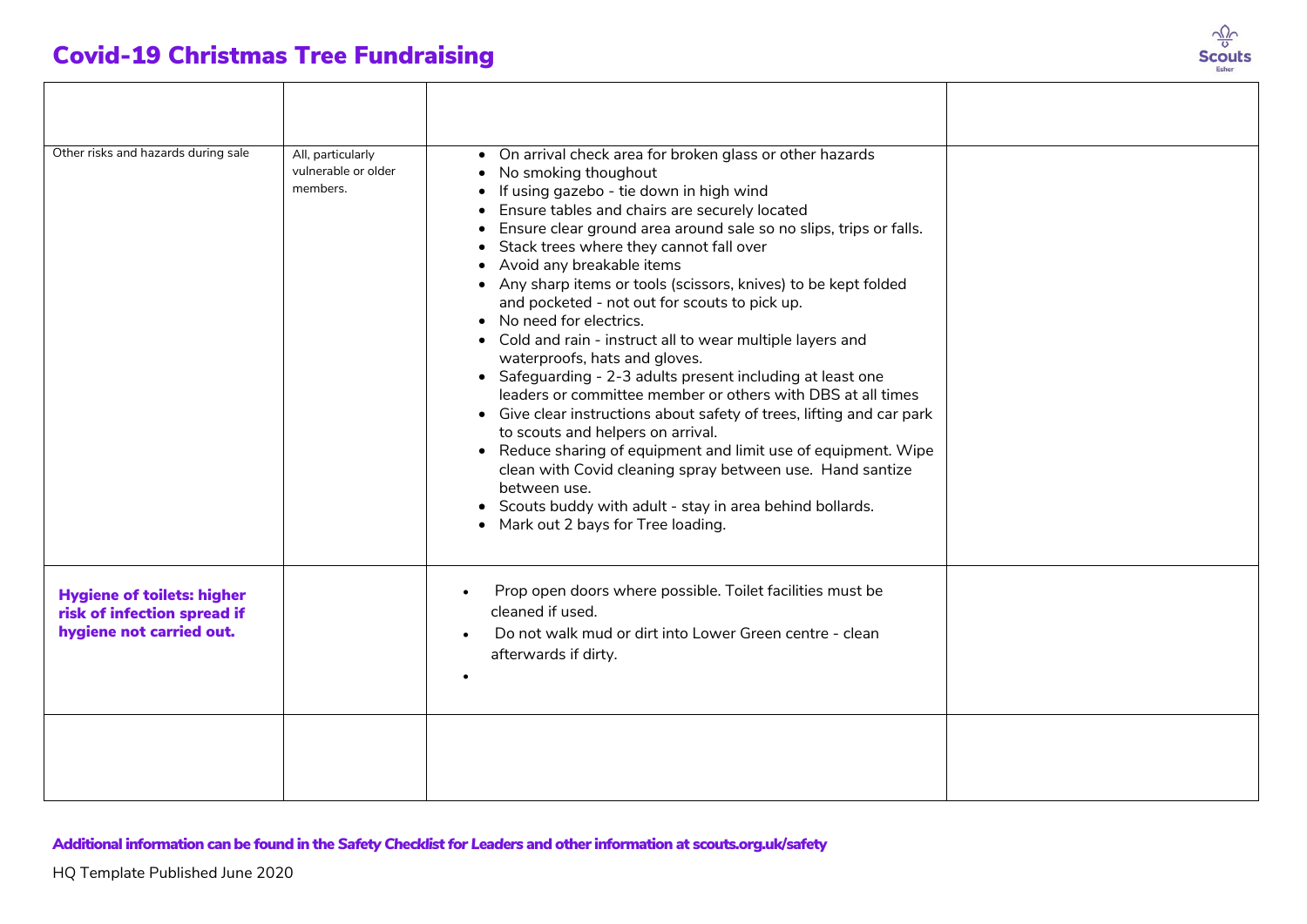# Covid-19 Christmas Tree Fundraising

| | | | |
|---|---|---|---|
| | | | |
| Other risks and hazards during sale | All, particularly vulnerable or older members. | • On arrival check area for broken glass or other hazards<br>• No smoking thoughout<br>• If using gazebo - tie down in high wind<br>• Ensure tables and chairs are securely located<br>• Ensure clear ground area around sale so no slips, trips or falls.<br>• Stack trees where they cannot fall over<br>• Avoid any breakable items<br>• Any sharp items or tools (scissors, knives) to be kept folded and pocketed - not out for scouts to pick up.<br>• No need for electrics.<br>• Cold and rain - instruct all to wear multiple layers and waterproofs, hats and gloves.<br>• Safeguarding - 2-3 adults present including at least one leaders or committee member or others with DBS at all times<br>• Give clear instructions about safety of trees, lifting and car park to scouts and helpers on arrival.<br>• Reduce sharing of equipment and limit use of equipment. Wipe clean with Covid cleaning spray between use. Hand santize between use.<br>• Scouts buddy with adult - stay in area behind bollards.<br>• Mark out 2 bays for Tree loading. | |
| **Hygiene of toilets: higher risk of infection spread if hygiene not carried out.** | | • Prop open doors where possible. Toilet facilities must be cleaned if used.<br>• Do not walk mud or dirt into Lower Green centre - clean afterwards if dirty.<br>• | |
| | | | |

**Additional information can be found in the Safety Checklist for Leaders and other information at scouts.org.uk/safety**

HQ Template Published June 2020